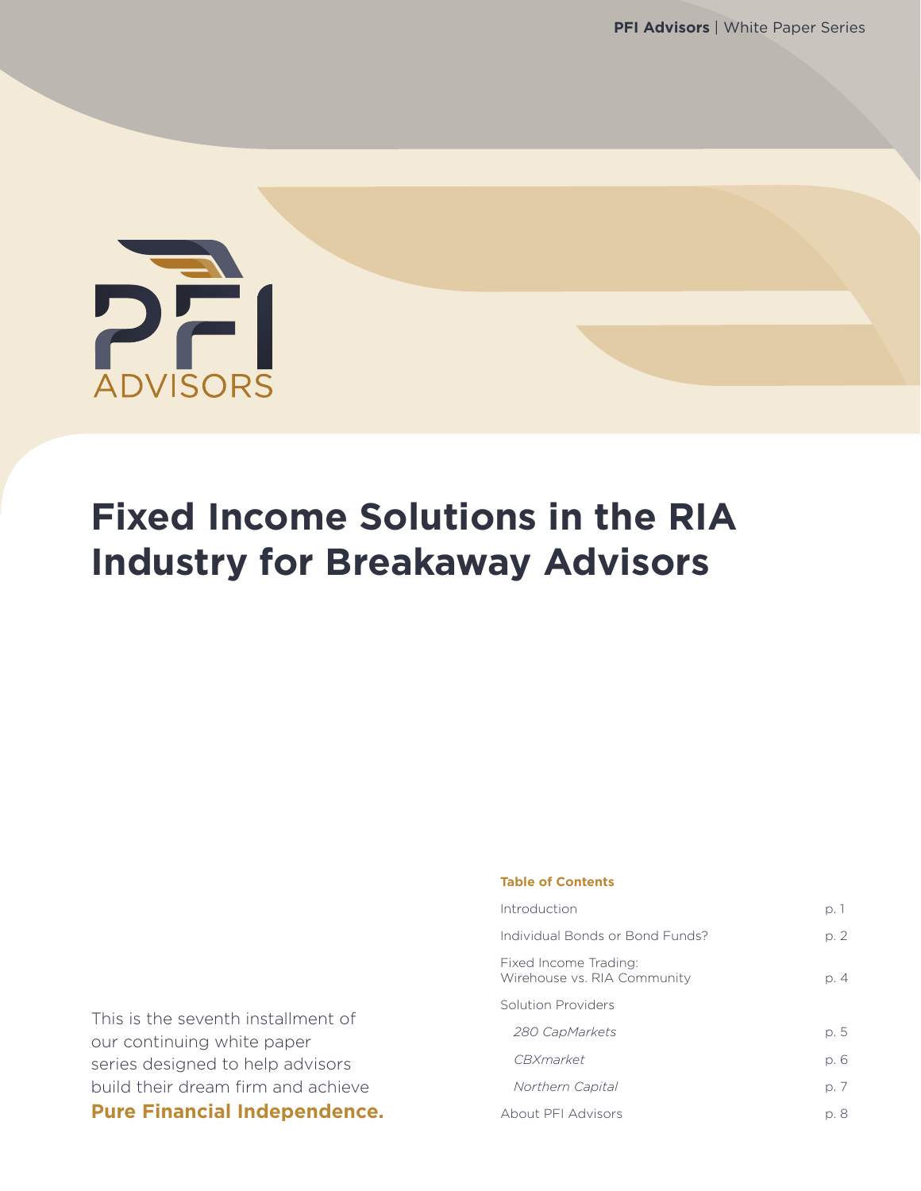# Fixed Income Solutions in the RIA Industry for Breakaway Advisors

This is the seventh installment of our continuing white paper series designed to help advisors build their dream firm and achieve **Pure Financial Independence.**

**Table of Contents**

| | |
|---|---|
| Introduction | p. 1 |
| Individual Bonds or Bond Funds? | p. 2 |
| Fixed Income Trading: Wirehouse vs. RIA Community | p. 4 |
| Solution Providers | |
| *280 CapMarkets* | p. 5 |
| *CBXmarket* | p. 6 |
| *Northern Capital* | p. 7 |
| About PFI Advisors | p. 8 |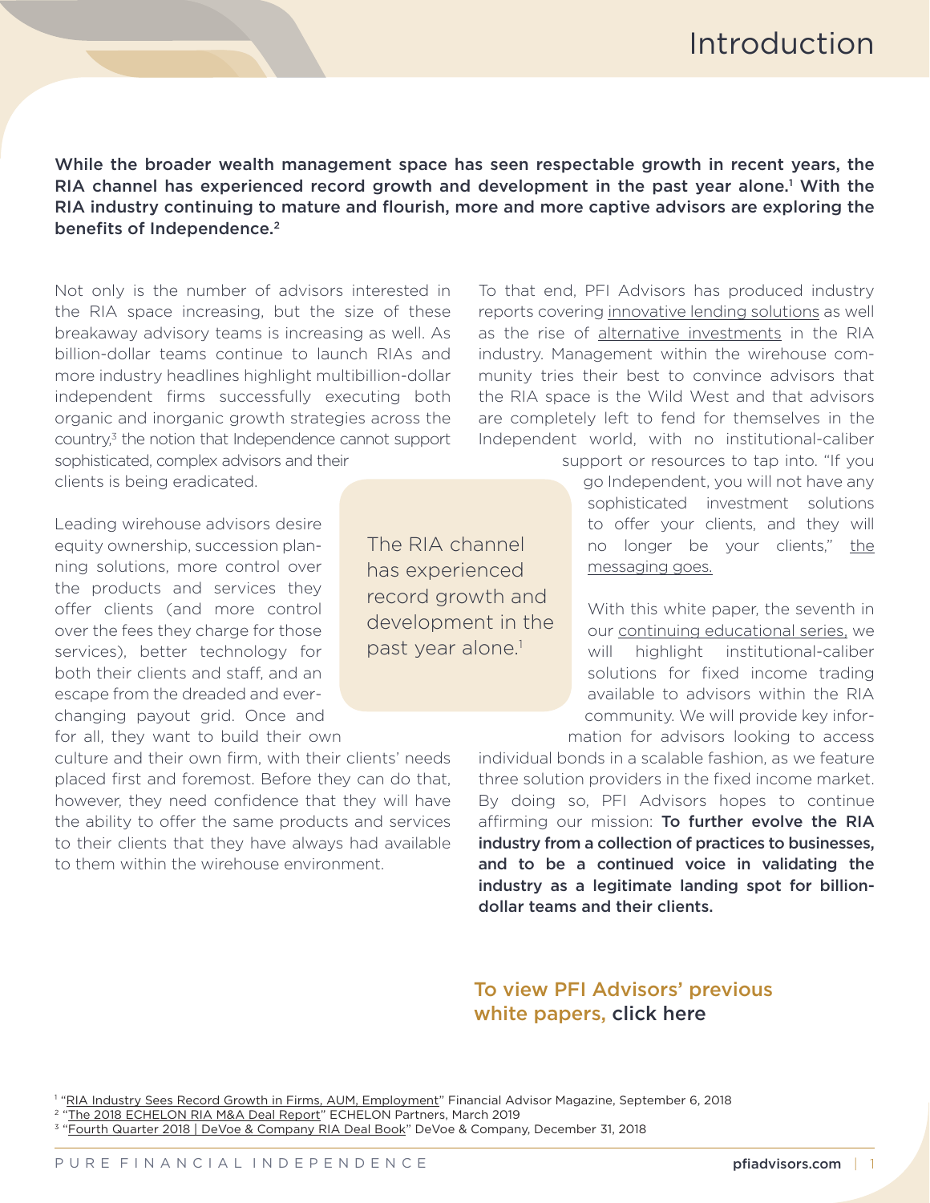# Introduction

**While the broader wealth management space has seen respectable growth in recent years, the RIA channel has experienced record growth and development in the past year alone.[1] With the RIA industry continuing to mature and flourish, more and more captive advisors are exploring the benefits of Independence.[2]**

Not only is the number of advisors interested in the RIA space increasing, but the size of these breakaway advisory teams is increasing as well. As billion-dollar teams continue to launch RIAs and more industry headlines highlight multibillion-dollar independent firms successfully executing both organic and inorganic growth strategies across the country,[3] the notion that Independence cannot support sophisticated, complex advisors and their clients is being eradicated.

Leading wirehouse advisors desire equity ownership, succession planning solutions, more control over the products and services they offer clients (and more control over the fees they charge for those services), better technology for both their clients and staff, and an escape from the dreaded and ever-changing payout grid. Once and for all, they want to build their own culture and their own firm, with their clients' needs placed first and foremost. Before they can do that, however, they need confidence that they will have the ability to offer the same products and services to their clients that they have always had available to them within the wirehouse environment.

> The RIA channel has experienced record growth and development in the past year alone.[1]

To that end, PFI Advisors has produced industry reports covering innovative lending solutions as well as the rise of alternative investments in the RIA industry. Management within the wirehouse community tries their best to convince advisors that the RIA space is the Wild West and that advisors are completely left to fend for themselves in the Independent world, with no institutional-caliber support or resources to tap into. "If you go Independent, you will not have any sophisticated investment solutions to offer your clients, and they will no longer be your clients," the messaging goes.

With this white paper, the seventh in our continuing educational series, we will highlight institutional-caliber solutions for fixed income trading available to advisors within the RIA community. We will provide key information for advisors looking to access individual bonds in a scalable fashion, as we feature three solution providers in the fixed income market. By doing so, PFI Advisors hopes to continue affirming our mission: **To further evolve the RIA industry from a collection of practices to businesses, and to be a continued voice in validating the industry as a legitimate landing spot for billion-dollar teams and their clients.**

**To view PFI Advisors' previous white papers, click here**

[1] "RIA Industry Sees Record Growth in Firms, AUM, Employment" Financial Advisor Magazine, September 6, 2018
[2] "The 2018 ECHELON RIA M&A Deal Report" ECHELON Partners, March 2019
[3] "Fourth Quarter 2018 | DeVoe & Company RIA Deal Book" DeVoe & Company, December 31, 2018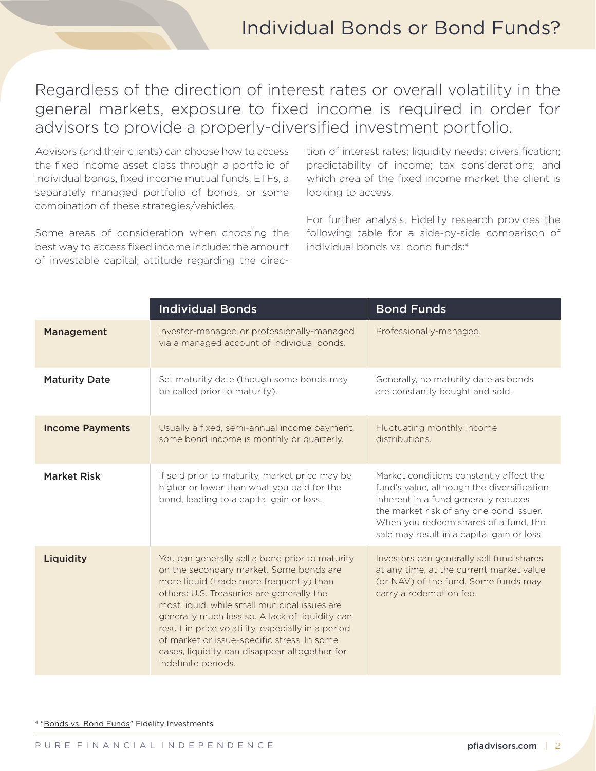# Individual Bonds or Bond Funds?

## Regardless of the direction of interest rates or overall volatility in the general markets, exposure to fixed income is required in order for advisors to provide a properly-diversified investment portfolio.

Advisors (and their clients) can choose how to access the fixed income asset class through a portfolio of individual bonds, fixed income mutual funds, ETFs, a separately managed portfolio of bonds, or some combination of these strategies/vehicles.

Some areas of consideration when choosing the best way to access fixed income include: the amount of investable capital; attitude regarding the direction of interest rates; liquidity needs; diversification; predictability of income; tax considerations; and which area of the fixed income market the client is looking to access.

For further analysis, Fidelity research provides the following table for a side-by-side comparison of individual bonds vs. bond funds:[4]

| | Individual Bonds | Bond Funds |
|---|---|---|
| **Management** | Investor-managed or professionally-managed via a managed account of individual bonds. | Professionally-managed. |
| **Maturity Date** | Set maturity date (though some bonds may be called prior to maturity). | Generally, no maturity date as bonds are constantly bought and sold. |
| **Income Payments** | Usually a fixed, semi-annual income payment, some bond income is monthly or quarterly. | Fluctuating monthly income distributions. |
| **Market Risk** | If sold prior to maturity, market price may be higher or lower than what you paid for the bond, leading to a capital gain or loss. | Market conditions constantly affect the fund's value, although the diversification inherent in a fund generally reduces the market risk of any one bond issuer. When you redeem shares of a fund, the sale may result in a capital gain or loss. |
| **Liquidity** | You can generally sell a bond prior to maturity on the secondary market. Some bonds are more liquid (trade more frequently) than others: U.S. Treasuries are generally the most liquid, while small municipal issues are generally much less so. A lack of liquidity can result in price volatility, especially in a period of market or issue-specific stress. In some cases, liquidity can disappear altogether for indefinite periods. | Investors can generally sell fund shares at any time, at the current market value (or NAV) of the fund. Some funds may carry a redemption fee. |

[4] "Bonds vs. Bond Funds" Fidelity Investments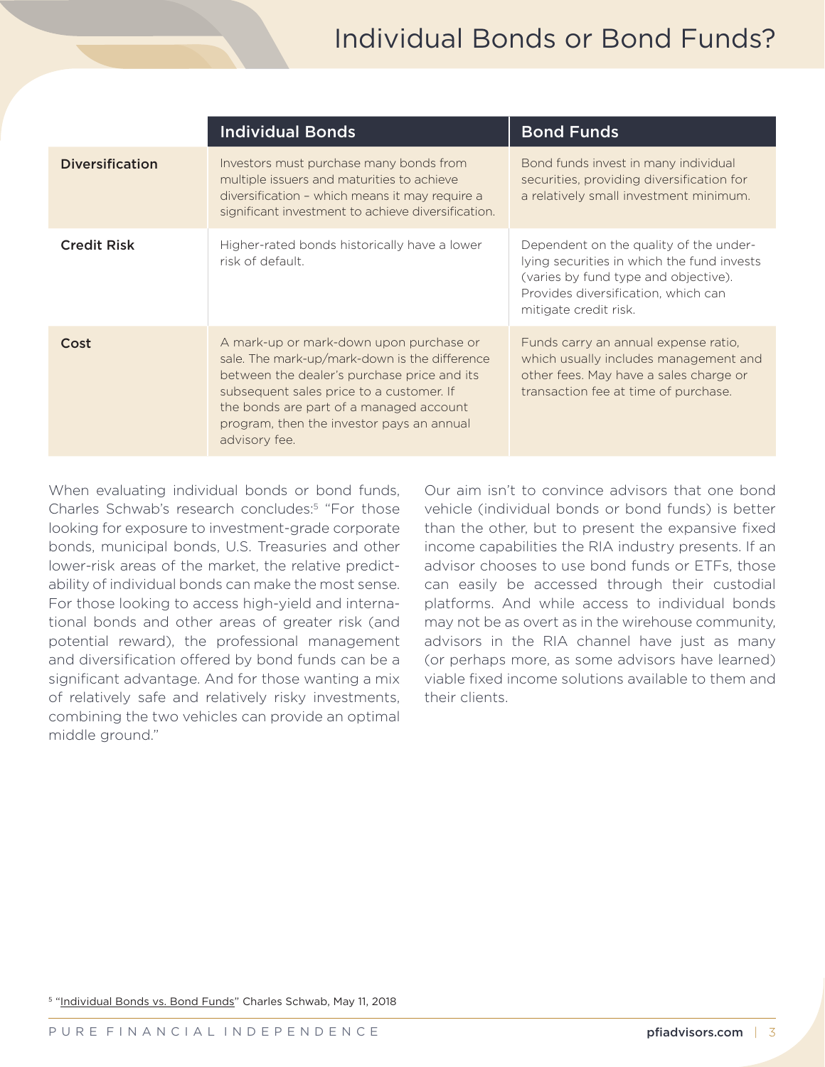# Individual Bonds or Bond Funds?

| | Individual Bonds | Bond Funds |
|---|---|---|
| **Diversification** | Investors must purchase many bonds from multiple issuers and maturities to achieve diversification – which means it may require a significant investment to achieve diversification. | Bond funds invest in many individual securities, providing diversification for a relatively small investment minimum. |
| **Credit Risk** | Higher-rated bonds historically have a lower risk of default. | Dependent on the quality of the underlying securities in which the fund invests (varies by fund type and objective). Provides diversification, which can mitigate credit risk. |
| **Cost** | A mark-up or mark-down upon purchase or sale. The mark-up/mark-down is the difference between the dealer's purchase price and its subsequent sales price to a customer. If the bonds are part of a managed account program, then the investor pays an annual advisory fee. | Funds carry an annual expense ratio, which usually includes management and other fees. May have a sales charge or transaction fee at time of purchase. |

When evaluating individual bonds or bond funds, Charles Schwab's research concludes:[5] "For those looking for exposure to investment-grade corporate bonds, municipal bonds, U.S. Treasuries and other lower-risk areas of the market, the relative predictability of individual bonds can make the most sense. For those looking to access high-yield and international bonds and other areas of greater risk (and potential reward), the professional management and diversification offered by bond funds can be a significant advantage. And for those wanting a mix of relatively safe and relatively risky investments, combining the two vehicles can provide an optimal middle ground."

Our aim isn't to convince advisors that one bond vehicle (individual bonds or bond funds) is better than the other, but to present the expansive fixed income capabilities the RIA industry presents. If an advisor chooses to use bond funds or ETFs, those can easily be accessed through their custodial platforms. And while access to individual bonds may not be as overt as in the wirehouse community, advisors in the RIA channel have just as many (or perhaps more, as some advisors have learned) viable fixed income solutions available to them and their clients.

[5] "Individual Bonds vs. Bond Funds" Charles Schwab, May 11, 2018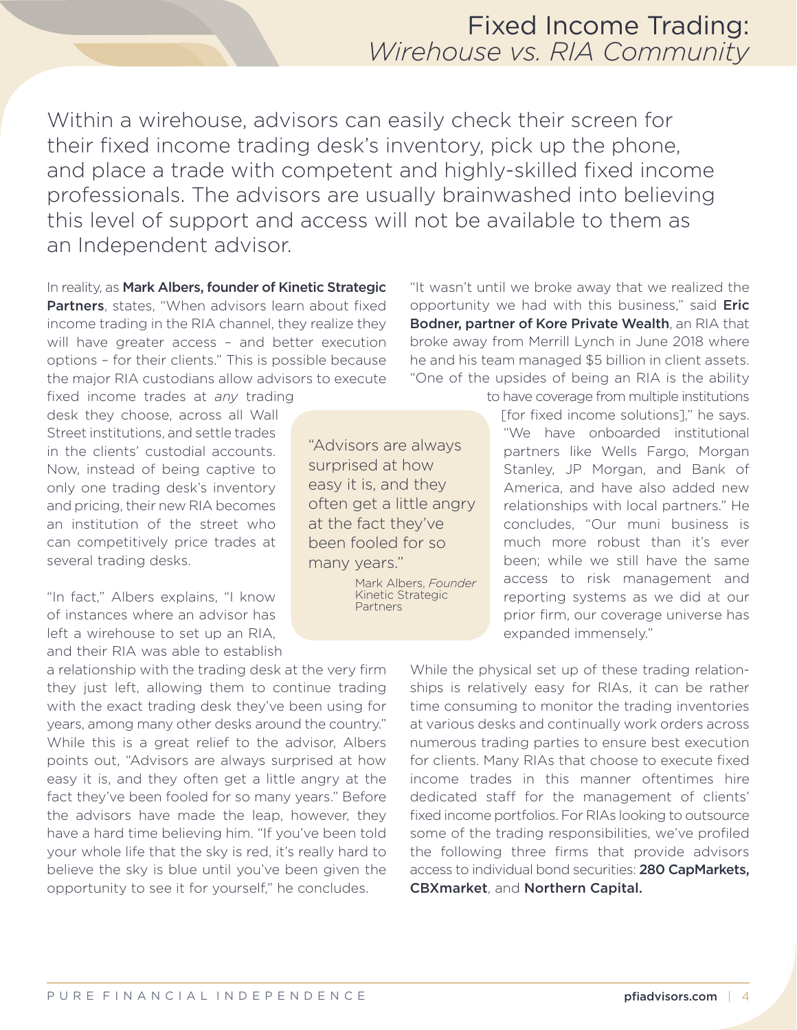# Fixed Income Trading: *Wirehouse vs. RIA Community*

Within a wirehouse, advisors can easily check their screen for their fixed income trading desk's inventory, pick up the phone, and place a trade with competent and highly-skilled fixed income professionals. The advisors are usually brainwashed into believing this level of support and access will not be available to them as an Independent advisor.

In reality, as **Mark Albers, founder of Kinetic Strategic Partners**, states, "When advisors learn about fixed income trading in the RIA channel, they realize they will have greater access – and better execution options – for their clients." This is possible because the major RIA custodians allow advisors to execute fixed income trades at *any* trading desk they choose, across all Wall Street institutions, and settle trades in the clients' custodial accounts. Now, instead of being captive to only one trading desk's inventory and pricing, their new RIA becomes an institution of the street who can competitively price trades at several trading desks.

"In fact," Albers explains, "I know of instances where an advisor has left a wirehouse to set up an RIA, and their RIA was able to establish a relationship with the trading desk at the very firm they just left, allowing them to continue trading with the exact trading desk they've been using for years, among many other desks around the country." While this is a great relief to the advisor, Albers points out, "Advisors are always surprised at how easy it is, and they often get a little angry at the fact they've been fooled for so many years." Before the advisors have made the leap, however, they have a hard time believing him. "If you've been told your whole life that the sky is red, it's really hard to believe the sky is blue until you've been given the opportunity to see it for yourself," he concludes.

> "Advisors are always surprised at how easy it is, and they often get a little angry at the fact they've been fooled for so many years."
>
> Mark Albers, *Founder* Kinetic Strategic Partners

"It wasn't until we broke away that we realized the opportunity we had with this business," said **Eric Bodner, partner of Kore Private Wealth**, an RIA that broke away from Merrill Lynch in June 2018 where he and his team managed $5 billion in client assets. "One of the upsides of being an RIA is the ability to have coverage from multiple institutions [for fixed income solutions]," he says. "We have onboarded institutional partners like Wells Fargo, Morgan Stanley, JP Morgan, and Bank of America, and have also added new relationships with local partners." He concludes, "Our muni business is much more robust than it's ever been; while we still have the same access to risk management and reporting systems as we did at our prior firm, our coverage universe has expanded immensely."

While the physical set up of these trading relationships is relatively easy for RIAs, it can be rather time consuming to monitor the trading inventories at various desks and continually work orders across numerous trading parties to ensure best execution for clients. Many RIAs that choose to execute fixed income trades in this manner oftentimes hire dedicated staff for the management of clients' fixed income portfolios. For RIAs looking to outsource some of the trading responsibilities, we've profiled the following three firms that provide advisors access to individual bond securities: **280 CapMarkets, CBXmarket**, and **Northern Capital.**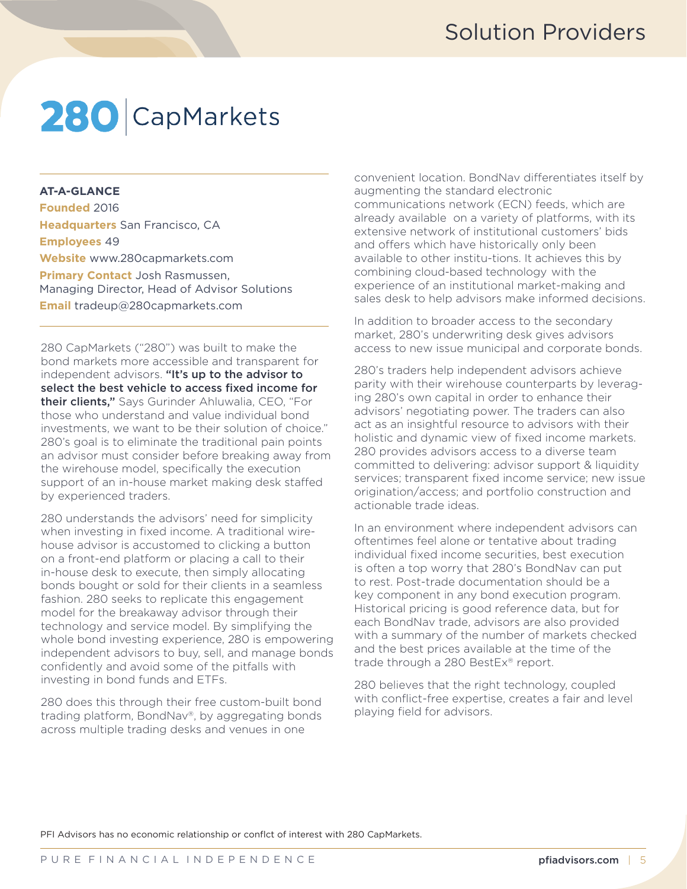# 280 | CapMarkets

**AT-A-GLANCE**

**Founded** 2016

**Headquarters** San Francisco, CA

**Employees** 49

**Website** www.280capmarkets.com

**Primary Contact** Josh Rasmussen, Managing Director, Head of Advisor Solutions

**Email** tradeup@280capmarkets.com

280 CapMarkets ("280") was built to make the bond markets more accessible and transparent for independent advisors. **"It's up to the advisor to select the best vehicle to access fixed income for their clients,"** Says Gurinder Ahluwalia, CEO, "For those who understand and value individual bond investments, we want to be their solution of choice." 280's goal is to eliminate the traditional pain points an advisor must consider before breaking away from the wirehouse model, specifically the execution support of an in-house market making desk staffed by experienced traders.

280 understands the advisors' need for simplicity when investing in fixed income. A traditional wire-house advisor is accustomed to clicking a button on a front-end platform or placing a call to their in-house desk to execute, then simply allocating bonds bought or sold for their clients in a seamless fashion. 280 seeks to replicate this engagement model for the breakaway advisor through their technology and service model. By simplifying the whole bond investing experience, 280 is empowering independent advisors to buy, sell, and manage bonds confidently and avoid some of the pitfalls with investing in bond funds and ETFs.

280 does this through their free custom-built bond trading platform, BondNav®, by aggregating bonds across multiple trading desks and venues in one convenient location. BondNav differentiates itself by augmenting the standard electronic communications network (ECN) feeds, which are already available on a variety of platforms, with its extensive network of institutional customers' bids and offers which have historically only been available to other institu-tions. It achieves this by combining cloud-based technology with the experience of an institutional market-making and sales desk to help advisors make informed decisions.

In addition to broader access to the secondary market, 280's underwriting desk gives advisors access to new issue municipal and corporate bonds.

280's traders help independent advisors achieve parity with their wirehouse counterparts by leverag-ing 280's own capital in order to enhance their advisors' negotiating power. The traders can also act as an insightful resource to advisors with their holistic and dynamic view of fixed income markets. 280 provides advisors access to a diverse team committed to delivering: advisor support & liquidity services; transparent fixed income service; new issue origination/access; and portfolio construction and actionable trade ideas.

In an environment where independent advisors can oftentimes feel alone or tentative about trading individual fixed income securities, best execution is often a top worry that 280's BondNav can put to rest. Post-trade documentation should be a key component in any bond execution program. Historical pricing is good reference data, but for each BondNav trade, advisors are also provided with a summary of the number of markets checked and the best prices available at the time of the trade through a 280 BestEx® report.

280 believes that the right technology, coupled with conflict-free expertise, creates a fair and level playing field for advisors.

PFI Advisors has no economic relationship or conflct of interest with 280 CapMarkets.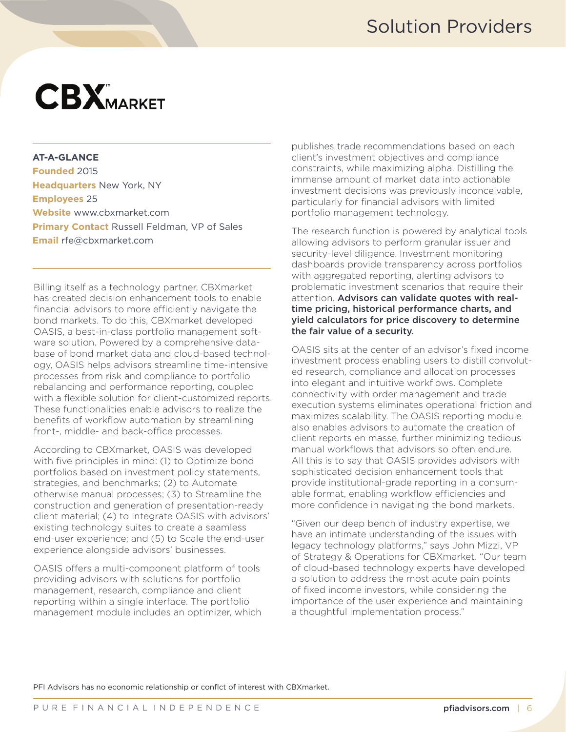# CBXMARKET

**AT-A-GLANCE**
**Founded** 2015
**Headquarters** New York, NY
**Employees** 25
**Website** www.cbxmarket.com
**Primary Contact** Russell Feldman, VP of Sales
**Email** rfe@cbxmarket.com

Billing itself as a technology partner, CBXmarket has created decision enhancement tools to enable financial advisors to more efficiently navigate the bond markets. To do this, CBXmarket developed OASIS, a best-in-class portfolio management software solution. Powered by a comprehensive database of bond market data and cloud-based technology, OASIS helps advisors streamline time-intensive processes from risk and compliance to portfolio rebalancing and performance reporting, coupled with a flexible solution for client-customized reports. These functionalities enable advisors to realize the benefits of workflow automation by streamlining front-, middle- and back-office processes.

According to CBXmarket, OASIS was developed with five principles in mind: (1) to Optimize bond portfolios based on investment policy statements, strategies, and benchmarks; (2) to Automate otherwise manual processes; (3) to Streamline the construction and generation of presentation-ready client material; (4) to Integrate OASIS with advisors' existing technology suites to create a seamless end-user experience; and (5) to Scale the end-user experience alongside advisors' businesses.

OASIS offers a multi-component platform of tools providing advisors with solutions for portfolio management, research, compliance and client reporting within a single interface. The portfolio management module includes an optimizer, which publishes trade recommendations based on each client's investment objectives and compliance constraints, while maximizing alpha. Distilling the immense amount of market data into actionable investment decisions was previously inconceivable, particularly for financial advisors with limited portfolio management technology.

The research function is powered by analytical tools allowing advisors to perform granular issuer and security-level diligence. Investment monitoring dashboards provide transparency across portfolios with aggregated reporting, alerting advisors to problematic investment scenarios that require their attention. **Advisors can validate quotes with real-time pricing, historical performance charts, and yield calculators for price discovery to determine the fair value of a security.**

OASIS sits at the center of an advisor's fixed income investment process enabling users to distill convoluted research, compliance and allocation processes into elegant and intuitive workflows. Complete connectivity with order management and trade execution systems eliminates operational friction and maximizes scalability. The OASIS reporting module also enables advisors to automate the creation of client reports en masse, further minimizing tedious manual workflows that advisors so often endure. All this is to say that OASIS provides advisors with sophisticated decision enhancement tools that provide institutional-grade reporting in a consumable format, enabling workflow efficiencies and more confidence in navigating the bond markets.

"Given our deep bench of industry expertise, we have an intimate understanding of the issues with legacy technology platforms," says John Mizzi, VP of Strategy & Operations for CBXmarket. "Our team of cloud-based technology experts have developed a solution to address the most acute pain points of fixed income investors, while considering the importance of the user experience and maintaining a thoughtful implementation process."

PFI Advisors has no economic relationship or conflct of interest with CBXmarket.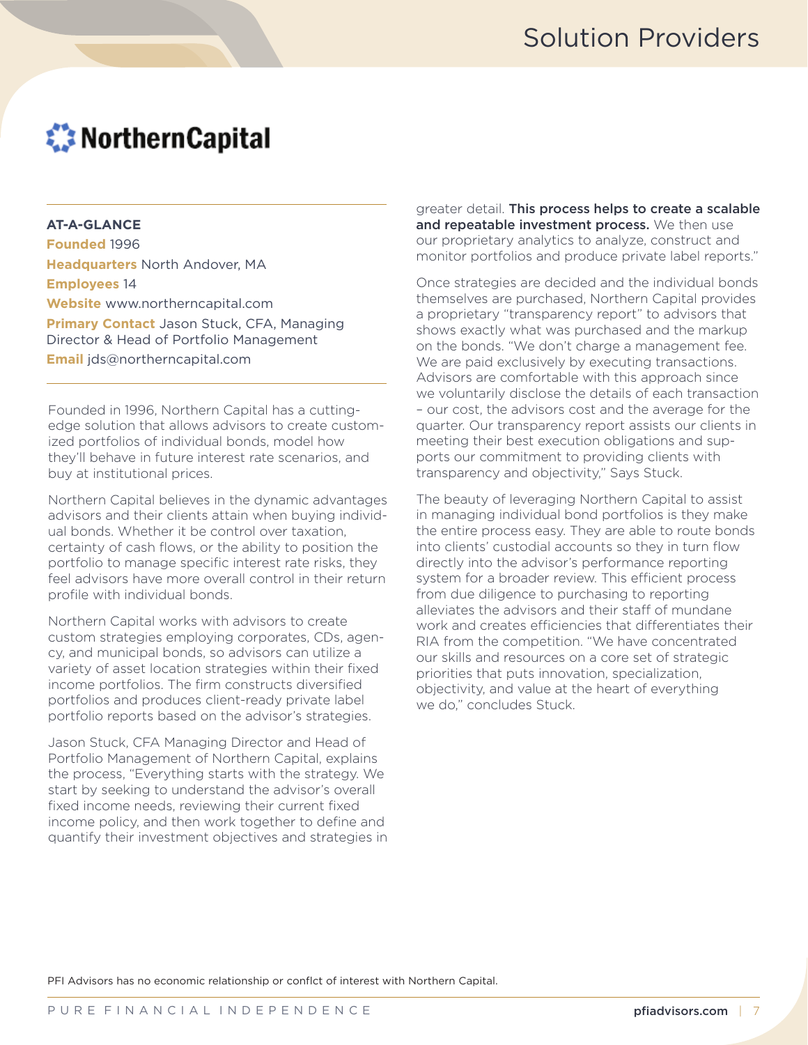# Solution Providers

## NorthernCapital

**AT-A-GLANCE**
**Founded** 1996
**Headquarters** North Andover, MA
**Employees** 14
**Website** www.northerncapital.com
**Primary Contact** Jason Stuck, CFA, Managing Director & Head of Portfolio Management
**Email** jds@northerncapital.com

Founded in 1996, Northern Capital has a cutting-edge solution that allows advisors to create customized portfolios of individual bonds, model how they'll behave in future interest rate scenarios, and buy at institutional prices.

Northern Capital believes in the dynamic advantages advisors and their clients attain when buying individual bonds. Whether it be control over taxation, certainty of cash flows, or the ability to position the portfolio to manage specific interest rate risks, they feel advisors have more overall control in their return profile with individual bonds.

Northern Capital works with advisors to create custom strategies employing corporates, CDs, agency, and municipal bonds, so advisors can utilize a variety of asset location strategies within their fixed income portfolios. The firm constructs diversified portfolios and produces client-ready private label portfolio reports based on the advisor's strategies.

Jason Stuck, CFA Managing Director and Head of Portfolio Management of Northern Capital, explains the process, "Everything starts with the strategy. We start by seeking to understand the advisor's overall fixed income needs, reviewing their current fixed income policy, and then work together to define and quantify their investment objectives and strategies in greater detail. **This process helps to create a scalable and repeatable investment process.** We then use our proprietary analytics to analyze, construct and monitor portfolios and produce private label reports."

Once strategies are decided and the individual bonds themselves are purchased, Northern Capital provides a proprietary "transparency report" to advisors that shows exactly what was purchased and the markup on the bonds. "We don't charge a management fee. We are paid exclusively by executing transactions. Advisors are comfortable with this approach since we voluntarily disclose the details of each transaction – our cost, the advisors cost and the average for the quarter. Our transparency report assists our clients in meeting their best execution obligations and supports our commitment to providing clients with transparency and objectivity," Says Stuck.

The beauty of leveraging Northern Capital to assist in managing individual bond portfolios is they make the entire process easy. They are able to route bonds into clients' custodial accounts so they in turn flow directly into the advisor's performance reporting system for a broader review. This efficient process from due diligence to purchasing to reporting alleviates the advisors and their staff of mundane work and creates efficiencies that differentiates their RIA from the competition. "We have concentrated our skills and resources on a core set of strategic priorities that puts innovation, specialization, objectivity, and value at the heart of everything we do," concludes Stuck.

PFI Advisors has no economic relationship or conflct of interest with Northern Capital.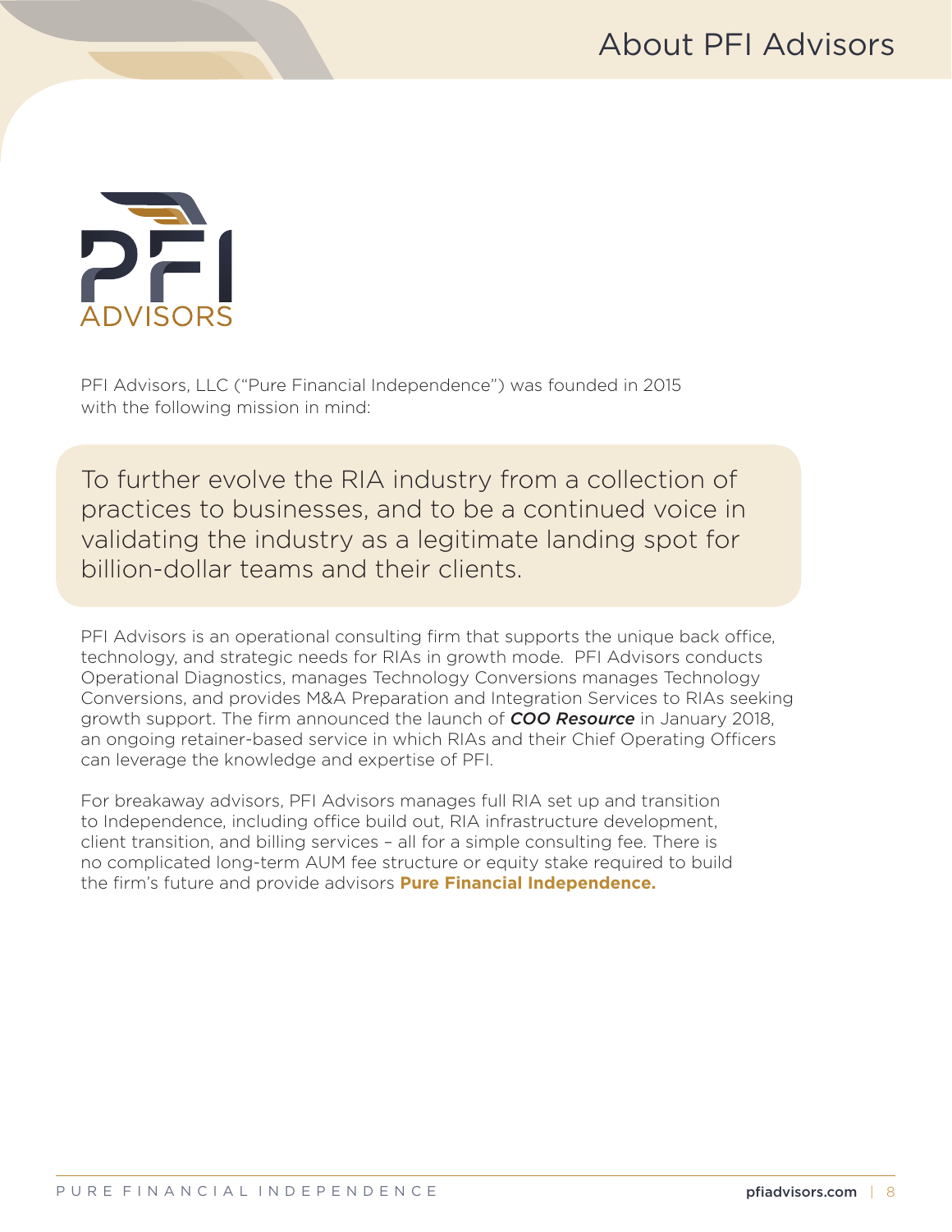# About PFI Advisors

PFI ADVISORS

PFI Advisors, LLC ("Pure Financial Independence") was founded in 2015 with the following mission in mind:

> To further evolve the RIA industry from a collection of practices to businesses, and to be a continued voice in validating the industry as a legitimate landing spot for billion-dollar teams and their clients.

PFI Advisors is an operational consulting firm that supports the unique back office, technology, and strategic needs for RIAs in growth mode. PFI Advisors conducts Operational Diagnostics, manages Technology Conversions manages Technology Conversions, and provides M&A Preparation and Integration Services to RIAs seeking growth support. The firm announced the launch of ***COO Resource*** in January 2018, an ongoing retainer-based service in which RIAs and their Chief Operating Officers can leverage the knowledge and expertise of PFI.

For breakaway advisors, PFI Advisors manages full RIA set up and transition to Independence, including office build out, RIA infrastructure development, client transition, and billing services – all for a simple consulting fee. There is no complicated long-term AUM fee structure or equity stake required to build the firm's future and provide advisors **Pure Financial Independence.**